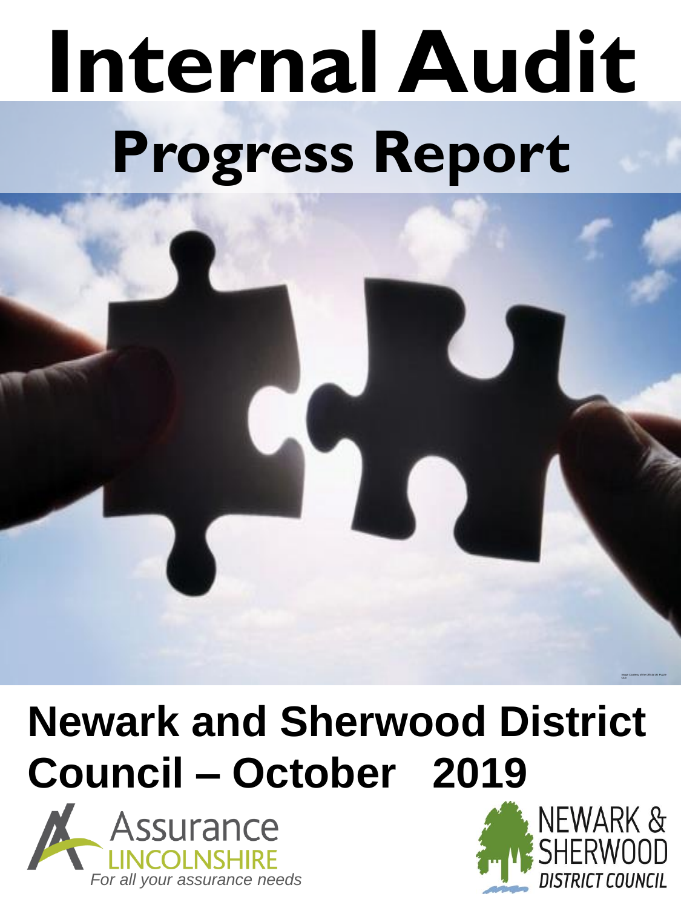# Internal Audit

# Progress Report

## Newark and Sherwood District Council – October 2019

Assurance LINCOLNSHIRE

*For all your assurance needs*

NEWARK & SHERWOOD DISTRICT COUNCIL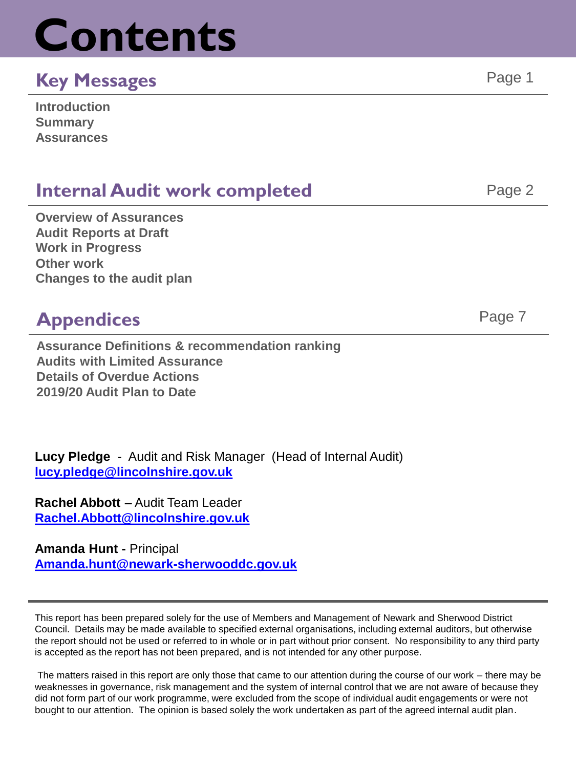# Contents

## Key Messages

Page 1

**Introduction**
**Summary**
**Assurances**

## Internal Audit work completed

Page 2

**Overview of Assurances**
**Audit Reports at Draft**
**Work in Progress**
**Other work**
**Changes to the audit plan**

## Appendices

Page 7

**Assurance Definitions & recommendation ranking**
**Audits with Limited Assurance**
**Details of Overdue Actions**
**2019/20 Audit Plan to Date**

**Lucy Pledge** - Audit and Risk Manager (Head of Internal Audit)
**lucy.pledge@lincolnshire.gov.uk**

**Rachel Abbott –** Audit Team Leader
**Rachel.Abbott@lincolnshire.gov.uk**

**Amanda Hunt -** Principal
**Amanda.hunt@newark-sherwooddc.gov.uk**

---

This report has been prepared solely for the use of Members and Management of Newark and Sherwood District Council. Details may be made available to specified external organisations, including external auditors, but otherwise the report should not be used or referred to in whole or in part without prior consent. No responsibility to any third party is accepted as the report has not been prepared, and is not intended for any other purpose.

The matters raised in this report are only those that came to our attention during the course of our work – there may be weaknesses in governance, risk management and the system of internal control that we are not aware of because they did not form part of our work programme, were excluded from the scope of individual audit engagements or were not bought to our attention. The opinion is based solely the work undertaken as part of the agreed internal audit plan.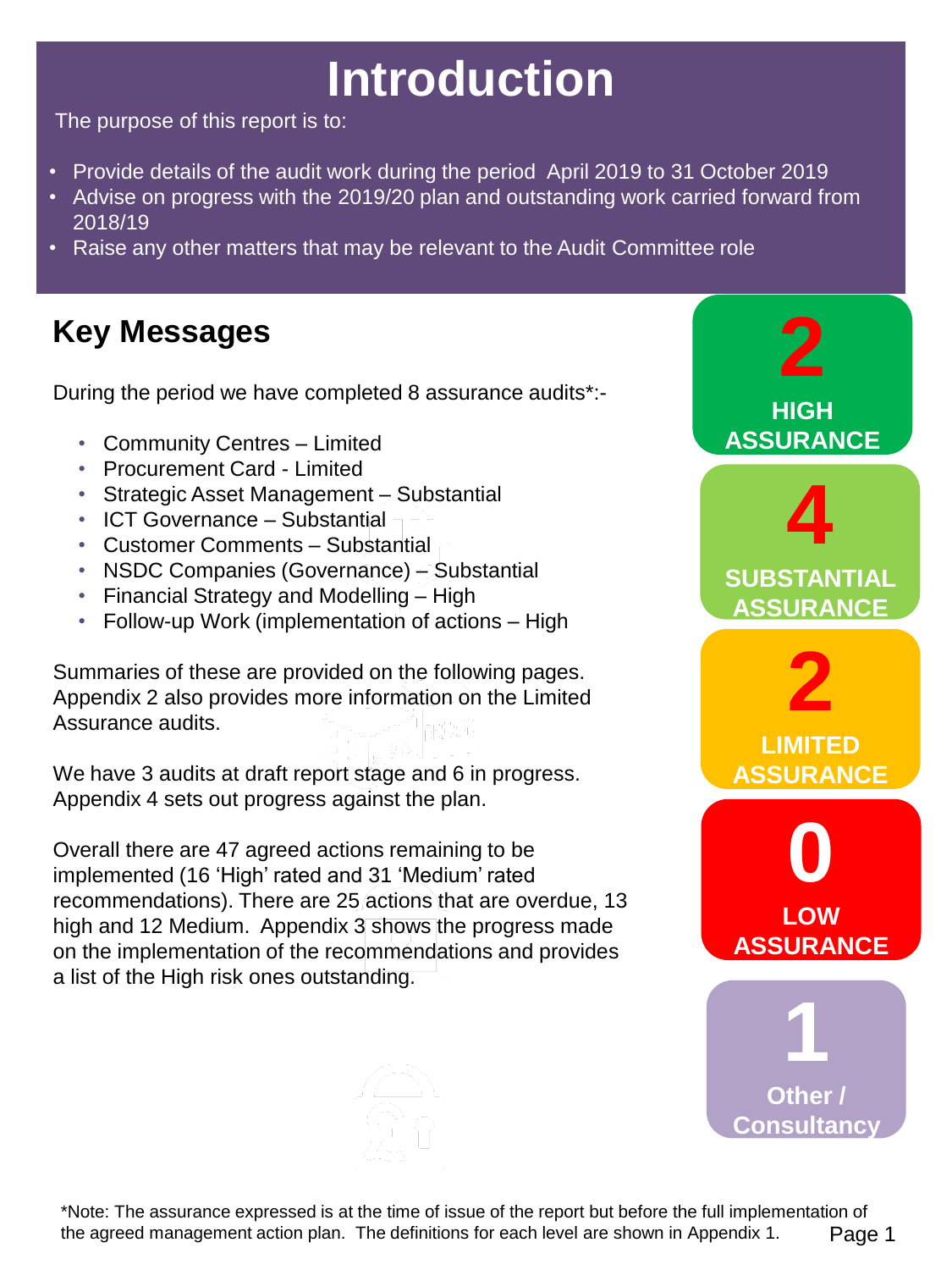# Introduction

The purpose of this report is to:

- Provide details of the audit work during the period April 2019 to 31 October 2019
- Advise on progress with the 2019/20 plan and outstanding work carried forward from 2018/19
- Raise any other matters that may be relevant to the Audit Committee role

## Key Messages

During the period we have completed 8 assurance audits*:-

- Community Centres – Limited
- Procurement Card - Limited
- Strategic Asset Management – Substantial
- ICT Governance – Substantial
- Customer Comments – Substantial
- NSDC Companies (Governance) – Substantial
- Financial Strategy and Modelling – High
- Follow-up Work (implementation of actions – High

Summaries of these are provided on the following pages. Appendix 2 also provides more information on the Limited Assurance audits.

We have 3 audits at draft report stage and 6 in progress. Appendix 4 sets out progress against the plan.

Overall there are 47 agreed actions remaining to be implemented (16 'High' rated and 31 'Medium' rated recommendations). There are 25 actions that are overdue, 13 high and 12 Medium. Appendix 3 shows the progress made on the implementation of the recommendations and provides a list of the High risk ones outstanding.

**2** HIGH ASSURANCE

**4** SUBSTANTIAL ASSURANCE

**2** LIMITED ASSURANCE

**0** LOW ASSURANCE

**1** Other / Consultancy

*Note: The assurance expressed is at the time of issue of the report but before the full implementation of the agreed management action plan. The definitions for each level are shown in Appendix 1.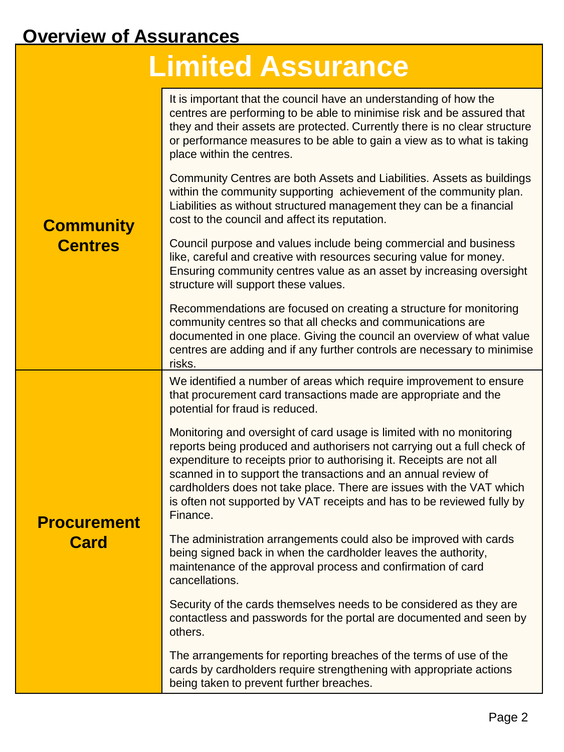## Overview of Assurances

| Limited Assurance | |
|---|---|
| **Community Centres** | It is important that the council have an understanding of how the centres are performing to be able to minimise risk and be assured that they and their assets are protected. Currently there is no clear structure or performance measures to be able to gain a view as to what is taking place within the centres.<br><br>Community Centres are both Assets and Liabilities. Assets as buildings within the community supporting achievement of the community plan. Liabilities as without structured management they can be a financial cost to the council and affect its reputation.<br><br>Council purpose and values include being commercial and business like, careful and creative with resources securing value for money. Ensuring community centres value as an asset by increasing oversight structure will support these values.<br><br>Recommendations are focused on creating a structure for monitoring community centres so that all checks and communications are documented in one place. Giving the council an overview of what value centres are adding and if any further controls are necessary to minimise risks. |
| **Procurement Card** | We identified a number of areas which require improvement to ensure that procurement card transactions made are appropriate and the potential for fraud is reduced.<br><br>Monitoring and oversight of card usage is limited with no monitoring reports being produced and authorisers not carrying out a full check of expenditure to receipts prior to authorising it. Receipts are not all scanned in to support the transactions and an annual review of cardholders does not take place. There are issues with the VAT which is often not supported by VAT receipts and has to be reviewed fully by Finance.<br><br>The administration arrangements could also be improved with cards being signed back in when the cardholder leaves the authority, maintenance of the approval process and confirmation of card cancellations.<br><br>Security of the cards themselves needs to be considered as they are contactless and passwords for the portal are documented and seen by others.<br><br>The arrangements for reporting breaches of the terms of use of the cards by cardholders require strengthening with appropriate actions being taken to prevent further breaches. |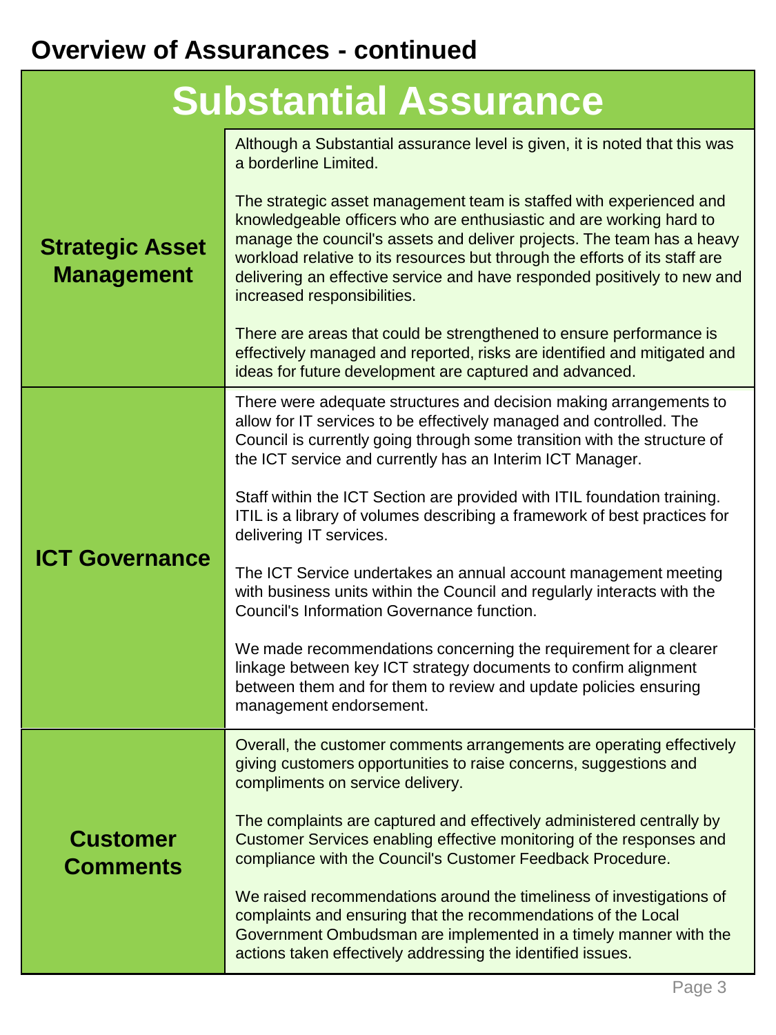# Overview of Assurances - continued

## Substantial Assurance

| | |
|---|---|
| **Strategic Asset Management** | Although a Substantial assurance level is given, it is noted that this was a borderline Limited.<br><br>The strategic asset management team is staffed with experienced and knowledgeable officers who are enthusiastic and are working hard to manage the council's assets and deliver projects. The team has a heavy workload relative to its resources but through the efforts of its staff are delivering an effective service and have responded positively to new and increased responsibilities.<br><br>There are areas that could be strengthened to ensure performance is effectively managed and reported, risks are identified and mitigated and ideas for future development are captured and advanced. |
| **ICT Governance** | There were adequate structures and decision making arrangements to allow for IT services to be effectively managed and controlled. The Council is currently going through some transition with the structure of the ICT service and currently has an Interim ICT Manager.<br><br>Staff within the ICT Section are provided with ITIL foundation training. ITIL is a library of volumes describing a framework of best practices for delivering IT services.<br><br>The ICT Service undertakes an annual account management meeting with business units within the Council and regularly interacts with the Council's Information Governance function.<br><br>We made recommendations concerning the requirement for a clearer linkage between key ICT strategy documents to confirm alignment between them and for them to review and update policies ensuring management endorsement. |
| **Customer Comments** | Overall, the customer comments arrangements are operating effectively giving customers opportunities to raise concerns, suggestions and compliments on service delivery.<br><br>The complaints are captured and effectively administered centrally by Customer Services enabling effective monitoring of the responses and compliance with the Council's Customer Feedback Procedure.<br><br>We raised recommendations around the timeliness of investigations of complaints and ensuring that the recommendations of the Local Government Ombudsman are implemented in a timely manner with the actions taken effectively addressing the identified issues. |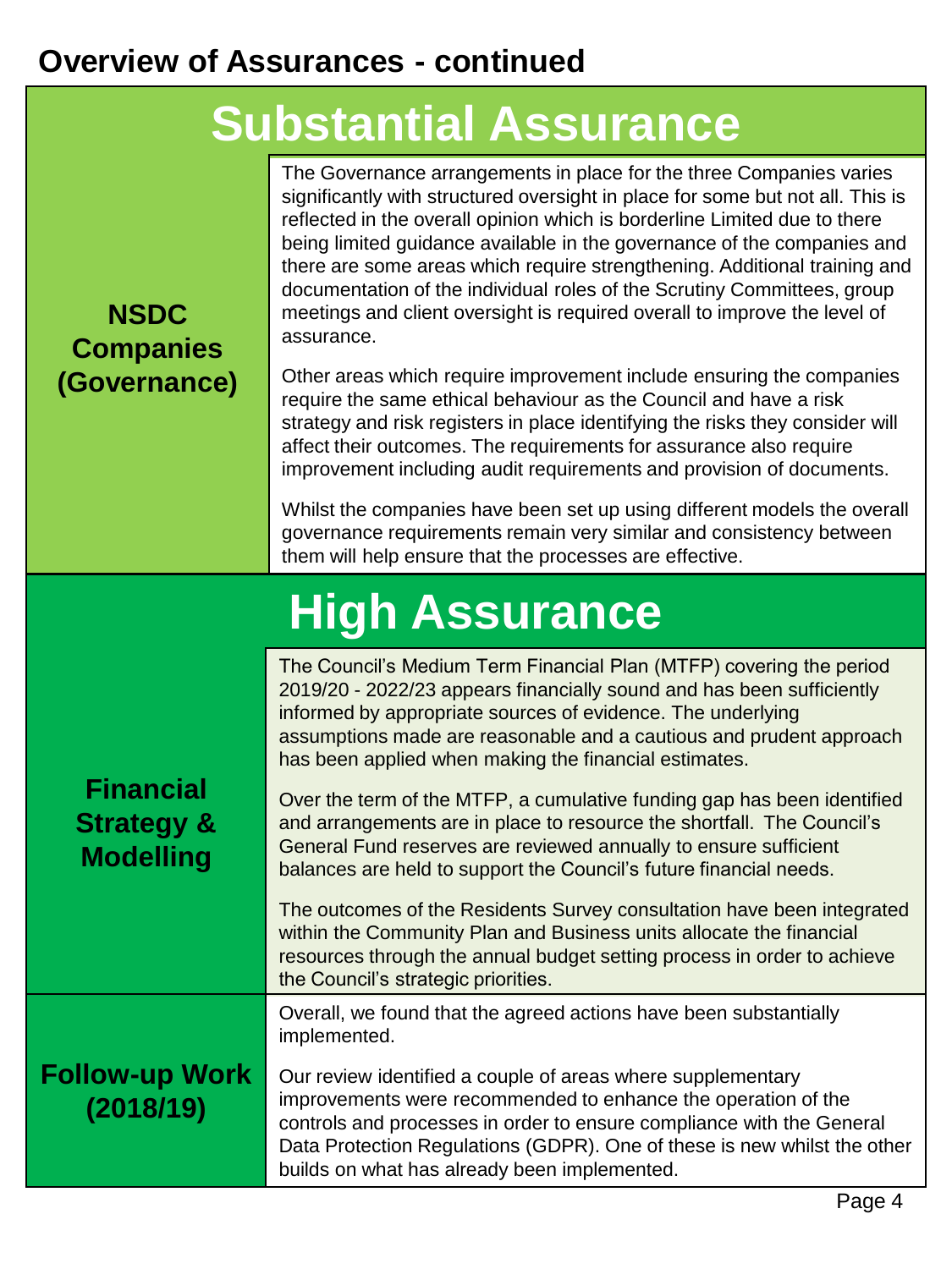# Overview of Assurances - continued

## Substantial Assurance

### NSDC Companies (Governance)

The Governance arrangements in place for the three Companies varies significantly with structured oversight in place for some but not all. This is reflected in the overall opinion which is borderline Limited due to there being limited guidance available in the governance of the companies and there are some areas which require strengthening. Additional training and documentation of the individual roles of the Scrutiny Committees, group meetings and client oversight is required overall to improve the level of assurance.

Other areas which require improvement include ensuring the companies require the same ethical behaviour as the Council and have a risk strategy and risk registers in place identifying the risks they consider will affect their outcomes. The requirements for assurance also require improvement including audit requirements and provision of documents.

Whilst the companies have been set up using different models the overall governance requirements remain very similar and consistency between them will help ensure that the processes are effective.

## High Assurance

### Financial Strategy & Modelling

The Council's Medium Term Financial Plan (MTFP) covering the period 2019/20 - 2022/23 appears financially sound and has been sufficiently informed by appropriate sources of evidence. The underlying assumptions made are reasonable and a cautious and prudent approach has been applied when making the financial estimates.

Over the term of the MTFP, a cumulative funding gap has been identified and arrangements are in place to resource the shortfall. The Council's General Fund reserves are reviewed annually to ensure sufficient balances are held to support the Council's future financial needs.

The outcomes of the Residents Survey consultation have been integrated within the Community Plan and Business units allocate the financial resources through the annual budget setting process in order to achieve the Council's strategic priorities.

### Follow-up Work (2018/19)

Overall, we found that the agreed actions have been substantially implemented.

Our review identified a couple of areas where supplementary improvements were recommended to enhance the operation of the controls and processes in order to ensure compliance with the General Data Protection Regulations (GDPR). One of these is new whilst the other builds on what has already been implemented.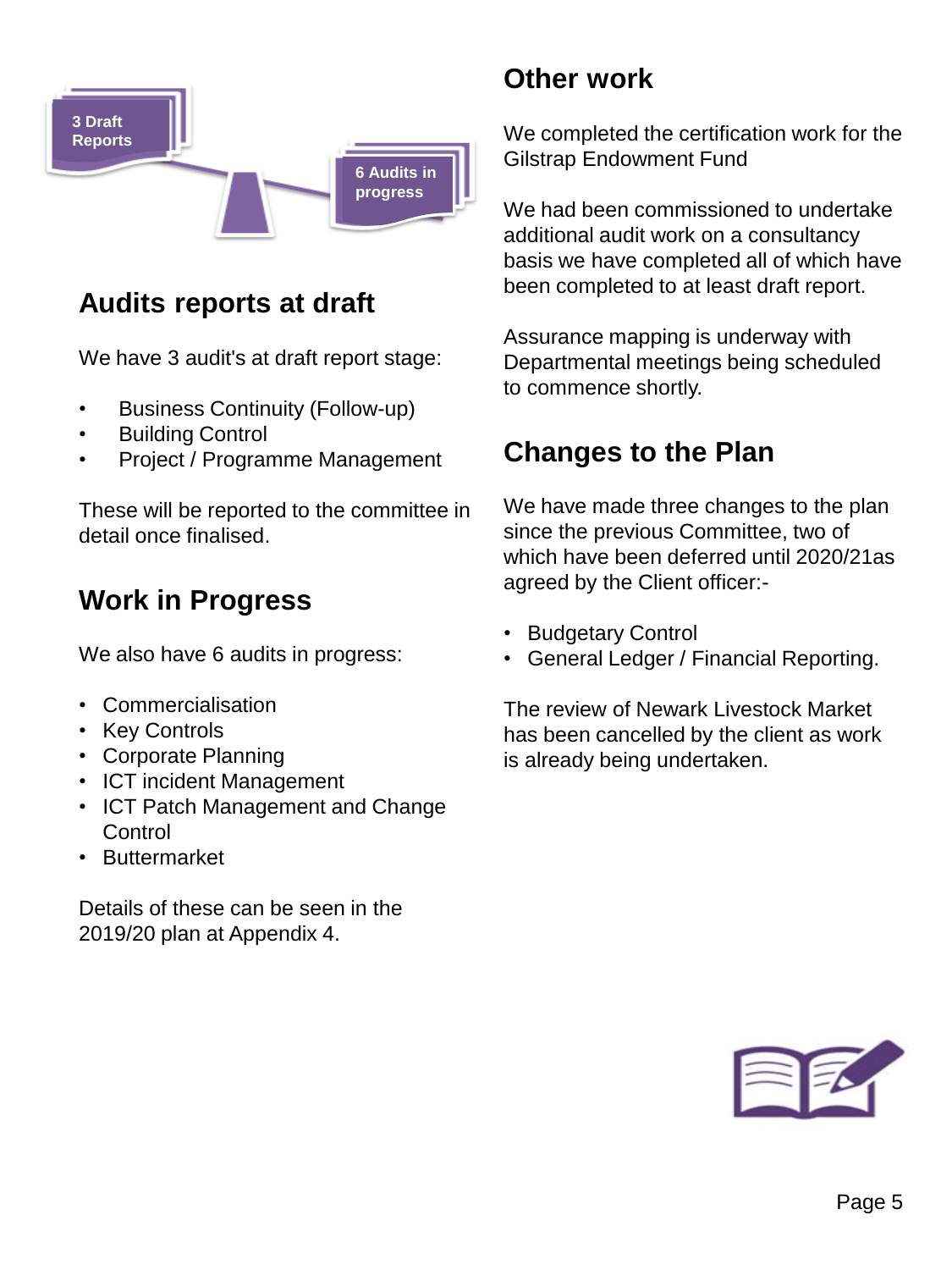3 Draft Reports

6 Audits in progress

## Audits reports at draft

We have 3 audit's at draft report stage:

- Business Continuity (Follow-up)
- Building Control
- Project / Programme Management

These will be reported to the committee in detail once finalised.

## Work in Progress

We also have 6 audits in progress:

- Commercialisation
- Key Controls
- Corporate Planning
- ICT incident Management
- ICT Patch Management and Change Control
- Buttermarket

Details of these can be seen in the 2019/20 plan at Appendix 4.

## Other work

We completed the certification work for the Gilstrap Endowment Fund

We had been commissioned to undertake additional audit work on a consultancy basis we have completed all of which have been completed to at least draft report.

Assurance mapping is underway with Departmental meetings being scheduled to commence shortly.

## Changes to the Plan

We have made three changes to the plan since the previous Committee, two of which have been deferred until 2020/21as agreed by the Client officer:-

- Budgetary Control
- General Ledger / Financial Reporting.

The review of Newark Livestock Market has been cancelled by the client as work is already being undertaken.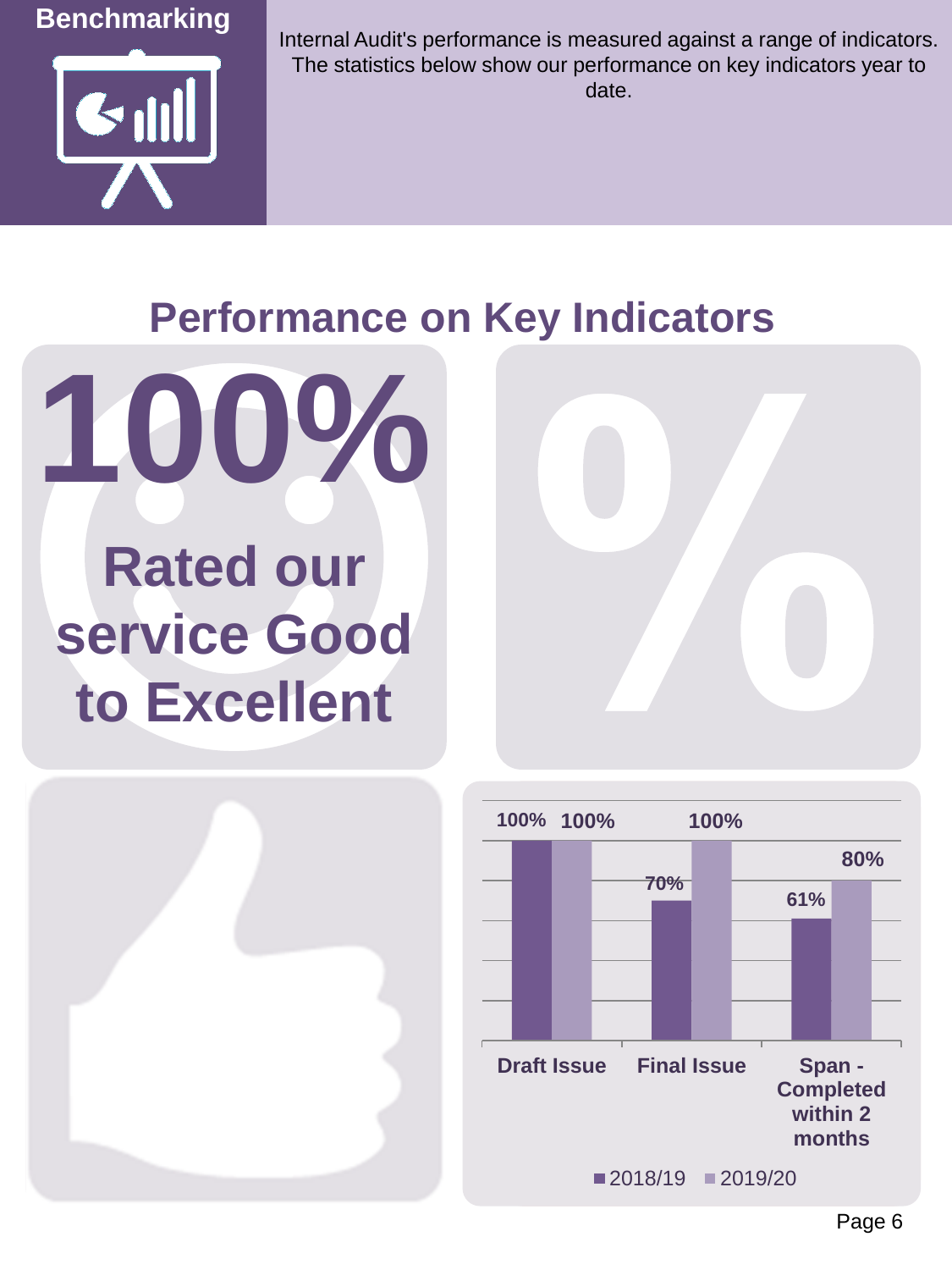## Benchmarking

Internal Audit's performance is measured against a range of indicators. The statistics below show our performance on key indicators year to date.

# Performance on Key Indicators

**100%**

**Rated our service Good to Excellent**

| | 2018/19 | 2019/20 |
|---|---|---|
| Draft Issue | 100% | 100% |
| Final Issue | 70% | 100% |
| Span - Completed within 2 months | 61% | 80% |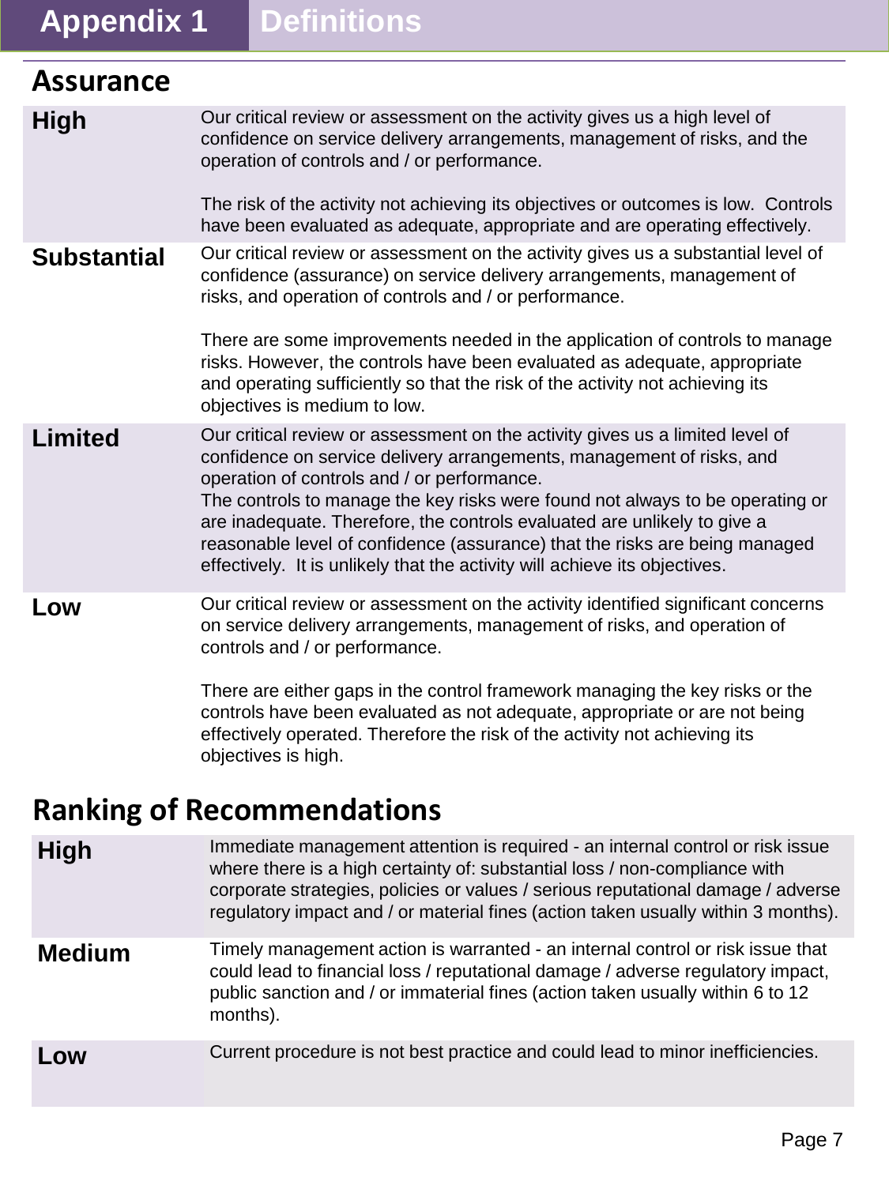# Appendix 1 Definitions

## Assurance

| | |
|---|---|
| **High** | Our critical review or assessment on the activity gives us a high level of confidence on service delivery arrangements, management of risks, and the operation of controls and / or performance.<br><br>The risk of the activity not achieving its objectives or outcomes is low. Controls have been evaluated as adequate, appropriate and are operating effectively. |
| **Substantial** | Our critical review or assessment on the activity gives us a substantial level of confidence (assurance) on service delivery arrangements, management of risks, and operation of controls and / or performance.<br><br>There are some improvements needed in the application of controls to manage risks. However, the controls have been evaluated as adequate, appropriate and operating sufficiently so that the risk of the activity not achieving its objectives is medium to low. |
| **Limited** | Our critical review or assessment on the activity gives us a limited level of confidence on service delivery arrangements, management of risks, and operation of controls and / or performance.<br>The controls to manage the key risks were found not always to be operating or are inadequate. Therefore, the controls evaluated are unlikely to give a reasonable level of confidence (assurance) that the risks are being managed effectively. It is unlikely that the activity will achieve its objectives. |
| **Low** | Our critical review or assessment on the activity identified significant concerns on service delivery arrangements, management of risks, and operation of controls and / or performance.<br><br>There are either gaps in the control framework managing the key risks or the controls have been evaluated as not adequate, appropriate or are not being effectively operated. Therefore the risk of the activity not achieving its objectives is high. |

## Ranking of Recommendations

| | |
|---|---|
| **High** | Immediate management attention is required - an internal control or risk issue where there is a high certainty of: substantial loss / non-compliance with corporate strategies, policies or values / serious reputational damage / adverse regulatory impact and / or material fines (action taken usually within 3 months). |
| **Medium** | Timely management action is warranted - an internal control or risk issue that could lead to financial loss / reputational damage / adverse regulatory impact, public sanction and / or immaterial fines (action taken usually within 6 to 12 months). |
| **Low** | Current procedure is not best practice and could lead to minor inefficiencies. |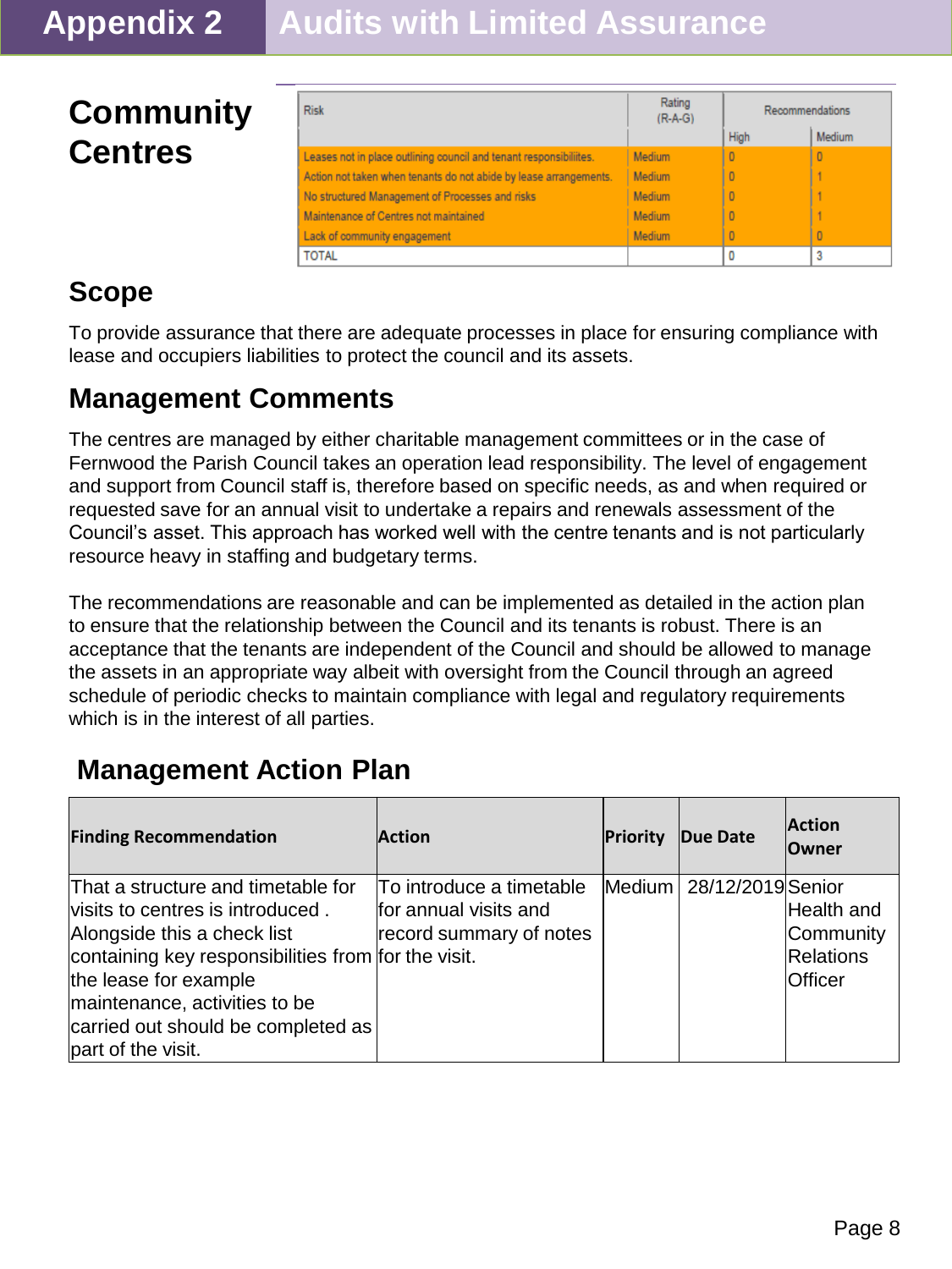# Appendix 2 Audits with Limited Assurance

## Community Centres

| Risk | Rating (R-A-G) | Recommendations | |
|---|---|---|---|
| | | High | Medium |
| Leases not in place outlining council and tenant responsibilities. | Medium | 0 | 0 |
| Action not taken when tenants do not abide by lease arrangements. | Medium | 0 | 1 |
| No structured Management of Processes and risks | Medium | 0 | 1 |
| Maintenance of Centres not maintained | Medium | 0 | 1 |
| Lack of community engagement | Medium | 0 | 0 |
| TOTAL | | 0 | 3 |

## Scope

To provide assurance that there are adequate processes in place for ensuring compliance with lease and occupiers liabilities to protect the council and its assets.

## Management Comments

The centres are managed by either charitable management committees or in the case of Fernwood the Parish Council takes an operation lead responsibility. The level of engagement and support from Council staff is, therefore based on specific needs, as and when required or requested save for an annual visit to undertake a repairs and renewals assessment of the Council's asset. This approach has worked well with the centre tenants and is not particularly resource heavy in staffing and budgetary terms.

The recommendations are reasonable and can be implemented as detailed in the action plan to ensure that the relationship between the Council and its tenants is robust. There is an acceptance that the tenants are independent of the Council and should be allowed to manage the assets in an appropriate way albeit with oversight from the Council through an agreed schedule of periodic checks to maintain compliance with legal and regulatory requirements which is in the interest of all parties.

## Management Action Plan

| Finding Recommendation | Action | Priority | Due Date | Action Owner |
|---|---|---|---|---|
| That a structure and timetable for visits to centres is introduced . Alongside this a check list containing key responsibilities from the lease for example maintenance, activities to be carried out should be completed as part of the visit. | To introduce a timetable for annual visits and record summary of notes for the visit. | Medium | 28/12/2019 | Senior Health and Community Relations Officer |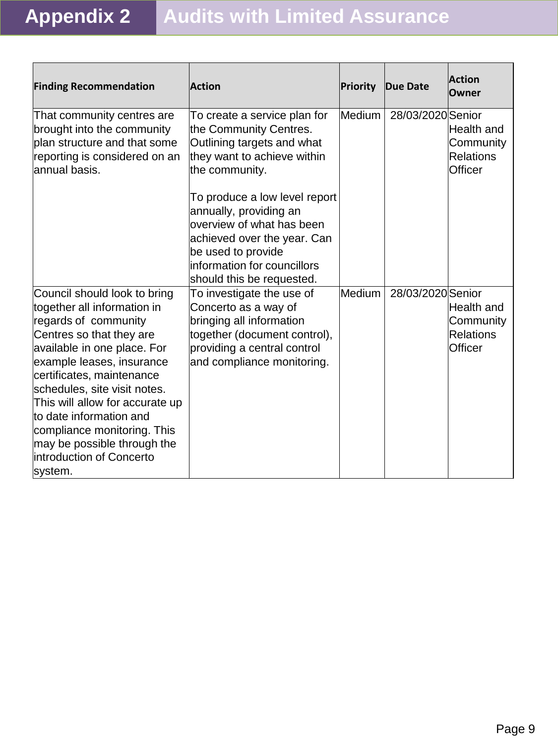# Appendix 2 Audits with Limited Assurance

| Finding Recommendation | Action | Priority | Due Date | Action Owner |
|---|---|---|---|---|
| That community centres are brought into the community plan structure and that some reporting is considered on an annual basis. | To create a service plan for the Community Centres. Outlining targets and what they want to achieve within the community.<br><br>To produce a low level report annually, providing an overview of what has been achieved over the year. Can be used to provide information for councillors should this be requested. | Medium | 28/03/2020 | Senior Health and Community Relations Officer |
| Council should look to bring together all information in regards of community Centres so that they are available in one place. For example leases, insurance certificates, maintenance schedules, site visit notes. This will allow for accurate up to date information and compliance monitoring. This may be possible through the introduction of Concerto system. | To investigate the use of Concerto as a way of bringing all information together (document control), providing a central control and compliance monitoring. | Medium | 28/03/2020 | Senior Health and Community Relations Officer |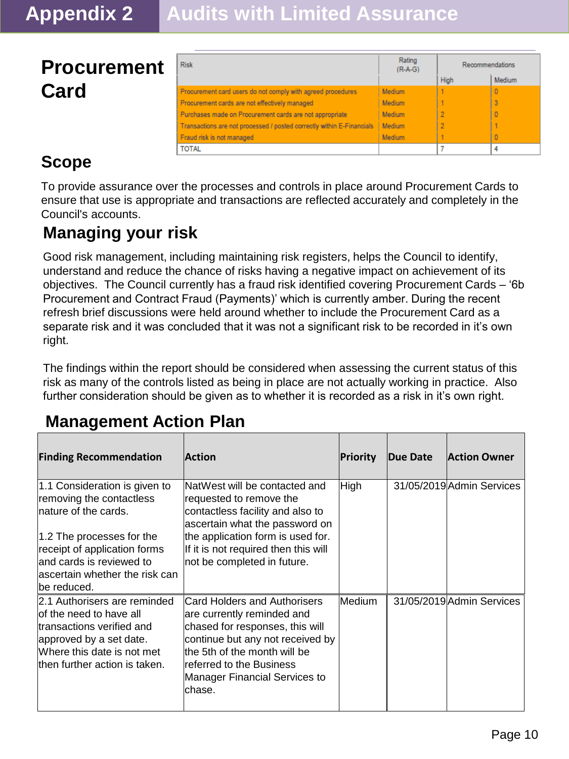# Appendix 2 Audits with Limited Assurance

## Procurement Card

| Risk | Rating (R-A-G) | Recommendations | |
|---|---|---|---|
| | | High | Medium |
| Procurement card users do not comply with agreed procedures | Medium | 1 | 0 |
| Procurement cards are not effectively managed | Medium | 1 | 3 |
| Purchases made on Procurement cards are not appropriate | Medium | 2 | 0 |
| Transactions are not processed / posted correctly within E-Financials | Medium | 2 | 1 |
| Fraud risk is not managed | Medium | 1 | 0 |
| TOTAL | | 7 | 4 |

## Scope

To provide assurance over the processes and controls in place around Procurement Cards to ensure that use is appropriate and transactions are reflected accurately and completely in the Council's accounts.

## Managing your risk

Good risk management, including maintaining risk registers, helps the Council to identify, understand and reduce the chance of risks having a negative impact on achievement of its objectives. The Council currently has a fraud risk identified covering Procurement Cards – '6b Procurement and Contract Fraud (Payments)' which is currently amber. During the recent refresh brief discussions were held around whether to include the Procurement Card as a separate risk and it was concluded that it was not a significant risk to be recorded in it's own right.

The findings within the report should be considered when assessing the current status of this risk as many of the controls listed as being in place are not actually working in practice. Also further consideration should be given as to whether it is recorded as a risk in it's own right.

## Management Action Plan

| Finding Recommendation | Action | Priority | Due Date | Action Owner |
|---|---|---|---|---|
| 1.1 Consideration is given to removing the contactless nature of the cards.<br><br>1.2 The processes for the receipt of application forms and cards is reviewed to ascertain whether the risk can be reduced. | NatWest will be contacted and requested to remove the contactless facility and also to ascertain what the password on the application form is used for. If it is not required then this will not be completed in future. | High | 31/05/2019 | Admin Services |
| 2.1 Authorisers are reminded of the need to have all transactions verified and approved by a set date. Where this date is not met then further action is taken. | Card Holders and Authorisers are currently reminded and chased for responses, this will continue but any not received by the 5th of the month will be referred to the Business Manager Financial Services to chase. | Medium | 31/05/2019 | Admin Services |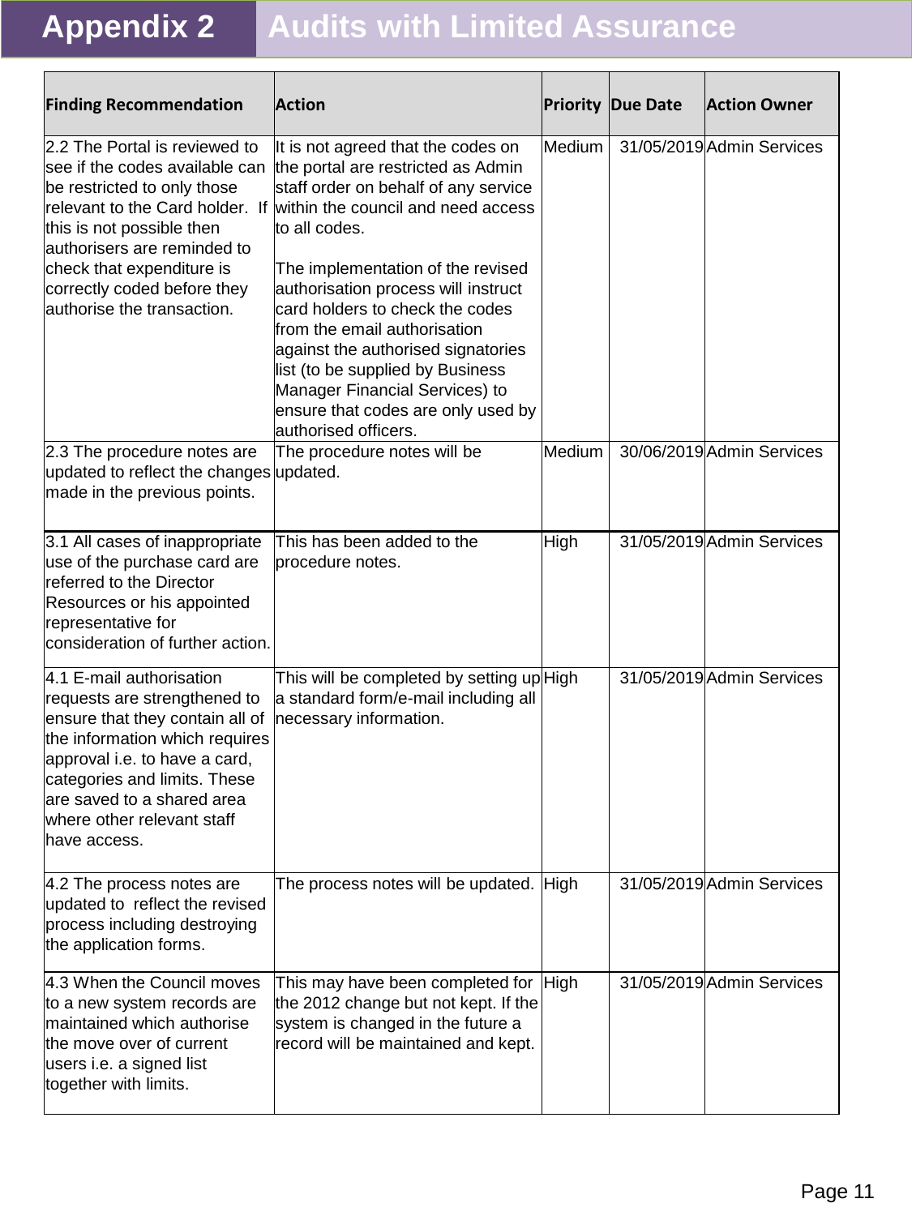# Appendix 2 Audits with Limited Assurance

| Finding Recommendation | Action | Priority | Due Date | Action Owner |
|---|---|---|---|---|
| 2.2 The Portal is reviewed to see if the codes available can be restricted to only those relevant to the Card holder. If this is not possible then authorisers are reminded to check that expenditure is correctly coded before they authorise the transaction. | It is not agreed that the codes on the portal are restricted as Admin staff order on behalf of any service within the council and need access to all codes.<br><br>The implementation of the revised authorisation process will instruct card holders to check the codes from the email authorisation against the authorised signatories list (to be supplied by Business Manager Financial Services) to ensure that codes are only used by authorised officers. | Medium | 31/05/2019 | Admin Services |
| 2.3 The procedure notes are updated to reflect the changes made in the previous points. | The procedure notes will be updated. | Medium | 30/06/2019 | Admin Services |
| 3.1 All cases of inappropriate use of the purchase card are referred to the Director Resources or his appointed representative for consideration of further action. | This has been added to the procedure notes. | High | 31/05/2019 | Admin Services |
| 4.1 E-mail authorisation requests are strengthened to ensure that they contain all of the information which requires approval i.e. to have a card, categories and limits. These are saved to a shared area where other relevant staff have access. | This will be completed by setting up a standard form/e-mail including all necessary information. | High | 31/05/2019 | Admin Services |
| 4.2 The process notes are updated to reflect the revised process including destroying the application forms. | The process notes will be updated. | High | 31/05/2019 | Admin Services |
| 4.3 When the Council moves to a new system records are maintained which authorise the move over of current users i.e. a signed list together with limits. | This may have been completed for the 2012 change but not kept. If the system is changed in the future a record will be maintained and kept. | High | 31/05/2019 | Admin Services |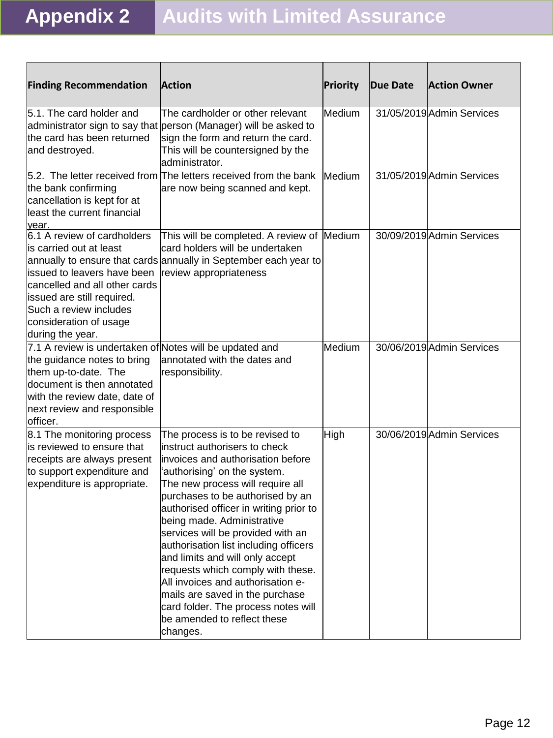# Appendix 2 Audits with Limited Assurance

| Finding Recommendation | Action | Priority | Due Date | Action Owner |
|---|---|---|---|---|
| 5.1. The card holder and administrator sign to say that the card has been returned and destroyed. | The cardholder or other relevant person (Manager) will be asked to sign the form and return the card. This will be countersigned by the administrator. | Medium | 31/05/2019 | Admin Services |
| 5.2. The letter received from the bank confirming cancellation is kept for at least the current financial year. | The letters received from the bank are now being scanned and kept. | Medium | 31/05/2019 | Admin Services |
| 6.1 A review of cardholders is carried out at least annually to ensure that cards issued to leavers have been cancelled and all other cards issued are still required. Such a review includes consideration of usage during the year. | This will be completed. A review of card holders will be undertaken annually in September each year to review appropriateness | Medium | 30/09/2019 | Admin Services |
| 7.1 A review is undertaken of the guidance notes to bring them up-to-date. The document is then annotated with the review date, date of next review and responsible officer. | Notes will be updated and annotated with the dates and responsibility. | Medium | 30/06/2019 | Admin Services |
| 8.1 The monitoring process is reviewed to ensure that receipts are always present to support expenditure and expenditure is appropriate. | The process is to be revised to instruct authorisers to check invoices and authorisation before 'authorising' on the system. The new process will require all purchases to be authorised by an authorised officer in writing prior to being made. Administrative services will be provided with an authorisation list including officers and limits and will only accept requests which comply with these. All invoices and authorisation e-mails are saved in the purchase card folder. The process notes will be amended to reflect these changes. | High | 30/06/2019 | Admin Services |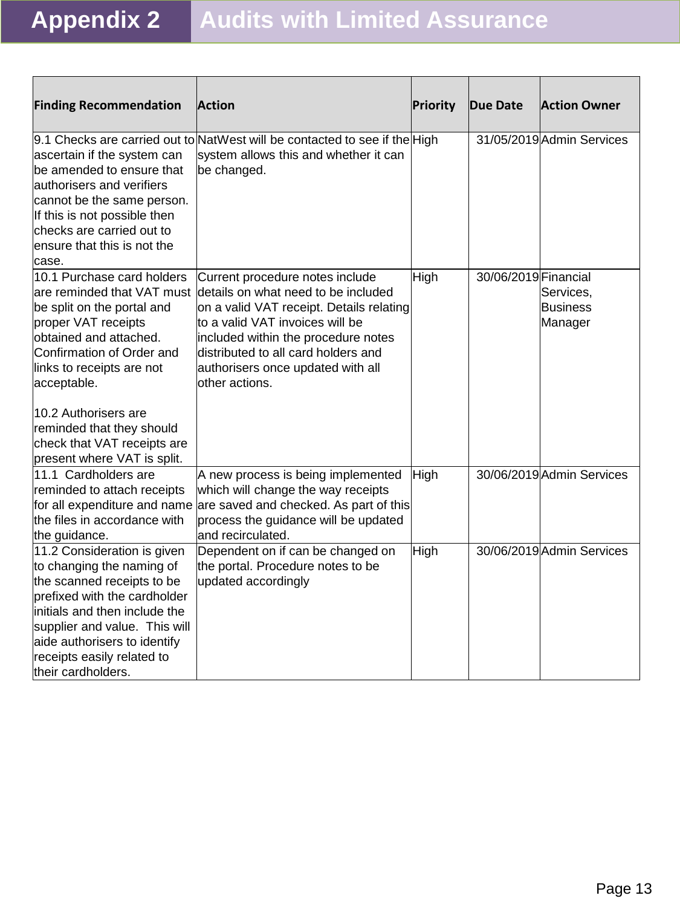# Appendix 2 Audits with Limited Assurance

| Finding Recommendation | Action | Priority | Due Date | Action Owner |
|---|---|---|---|---|
| 9.1 Checks are carried out to ascertain if the system can be amended to ensure that authorisers and verifiers cannot be the same person. If this is not possible then checks are carried out to ensure that this is not the case. | NatWest will be contacted to see if the system allows this and whether it can be changed. | High | 31/05/2019 | Admin Services |
| 10.1 Purchase card holders are reminded that VAT must be split on the portal and proper VAT receipts obtained and attached. Confirmation of Order and links to receipts are not acceptable.<br><br>10.2 Authorisers are reminded that they should check that VAT receipts are present where VAT is split. | Current procedure notes include details on what need to be included on a valid VAT receipt. Details relating to a valid VAT invoices will be included within the procedure notes distributed to all card holders and authorisers once updated with all other actions. | High | 30/06/2019 | Financial Services, Business Manager |
| 11.1 Cardholders are reminded to attach receipts for all expenditure and name the files in accordance with the guidance. | A new process is being implemented which will change the way receipts are saved and checked. As part of this process the guidance will be updated and recirculated. | High | 30/06/2019 | Admin Services |
| 11.2 Consideration is given to changing the naming of the scanned receipts to be prefixed with the cardholder initials and then include the supplier and value. This will aide authorisers to identify receipts easily related to their cardholders. | Dependent on if can be changed on the portal. Procedure notes to be updated accordingly | High | 30/06/2019 | Admin Services |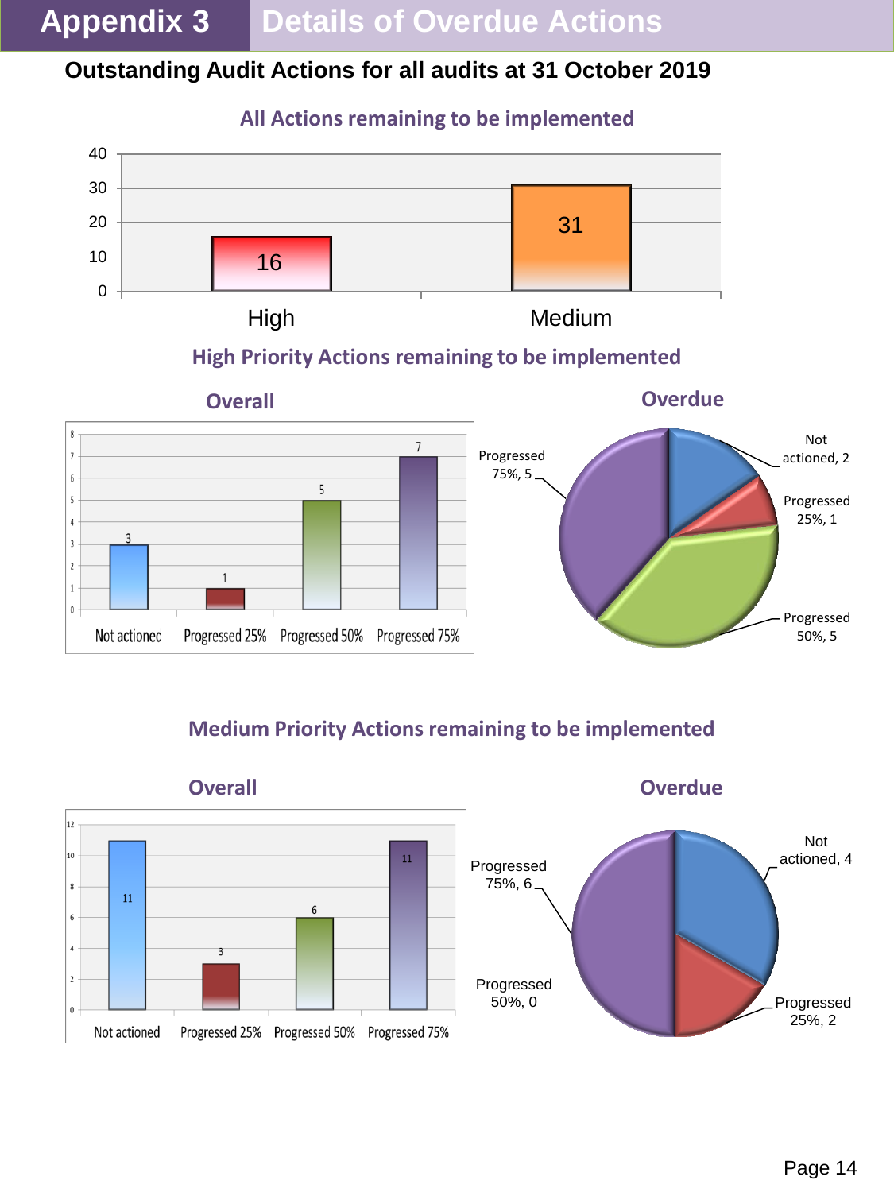# Appendix 3 Details of Overdue Actions

## Outstanding Audit Actions for all audits at 31 October 2019

### All Actions remaining to be implemented

| Priority | Actions |
|---|---|
| High | 16 |
| Medium | 31 |

### High Priority Actions remaining to be implemented

**Overall**

| Status | Actions |
|---|---|
| Not actioned | 3 |
| Progressed 25% | 1 |
| Progressed 50% | 5 |
| Progressed 75% | 7 |

**Overdue**

| Status | Actions |
|---|---|
| Not actioned | 2 |
| Progressed 25% | 1 |
| Progressed 50% | 5 |
| Progressed 75% | 5 |

### Medium Priority Actions remaining to be implemented

**Overall**

| Status | Actions |
|---|---|
| Not actioned | 11 |
| Progressed 25% | 3 |
| Progressed 50% | 6 |
| Progressed 75% | 11 |

**Overdue**

| Status | Actions |
|---|---|
| Not actioned | 4 |
| Progressed 25% | 2 |
| Progressed 50% | 0 |
| Progressed 75% | 6 |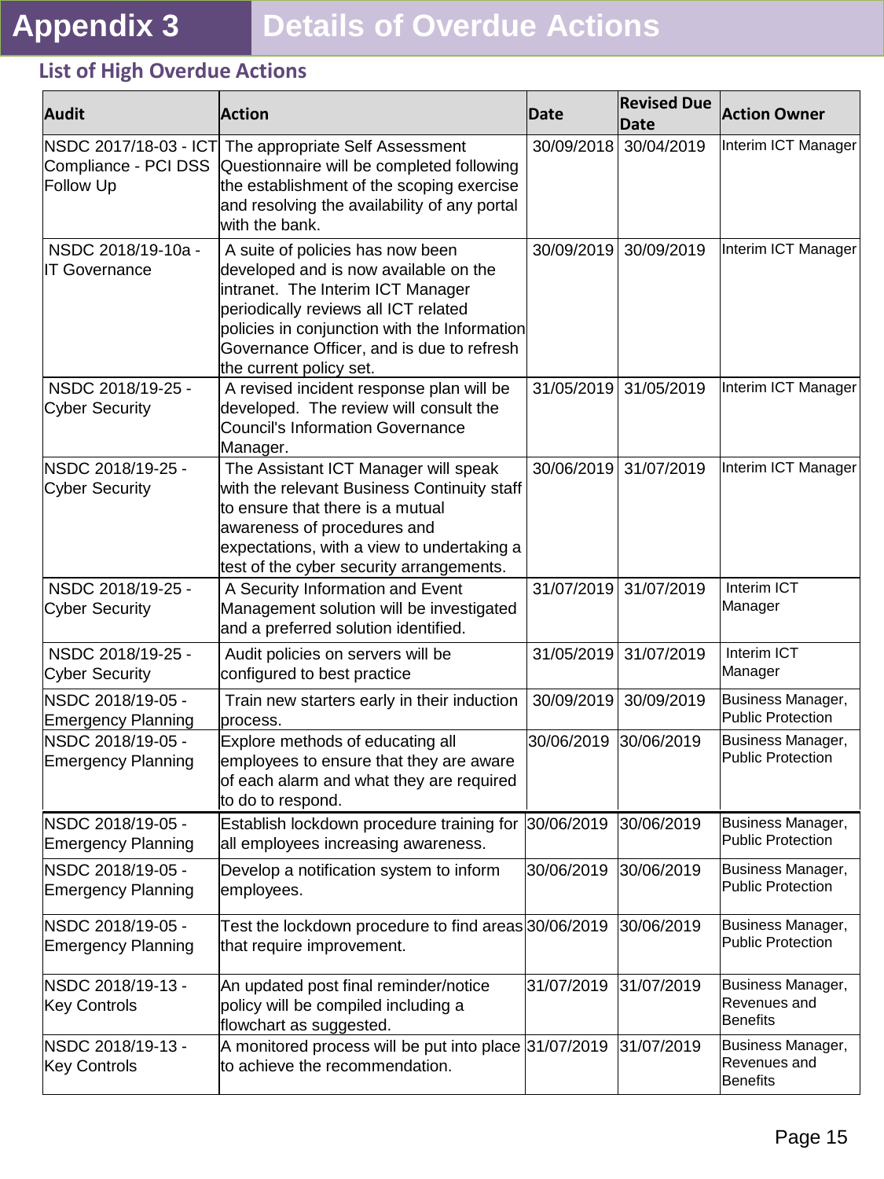# Appendix 3 Details of Overdue Actions

## List of High Overdue Actions

| Audit | Action | Date | Revised Due Date | Action Owner |
|---|---|---|---|---|
| NSDC 2017/18-03 - ICT Compliance - PCI DSS Follow Up | The appropriate Self Assessment Questionnaire will be completed following the establishment of the scoping exercise and resolving the availability of any portal with the bank. | 30/09/2018 | 30/04/2019 | Interim ICT Manager |
| NSDC 2018/19-10a - IT Governance | A suite of policies has now been developed and is now available on the intranet. The Interim ICT Manager periodically reviews all ICT related policies in conjunction with the Information Governance Officer, and is due to refresh the current policy set. | 30/09/2019 | 30/09/2019 | Interim ICT Manager |
| NSDC 2018/19-25 - Cyber Security | A revised incident response plan will be developed. The review will consult the Council's Information Governance Manager. | 31/05/2019 | 31/05/2019 | Interim ICT Manager |
| NSDC 2018/19-25 - Cyber Security | The Assistant ICT Manager will speak with the relevant Business Continuity staff to ensure that there is a mutual awareness of procedures and expectations, with a view to undertaking a test of the cyber security arrangements. | 30/06/2019 | 31/07/2019 | Interim ICT Manager |
| NSDC 2018/19-25 - Cyber Security | A Security Information and Event Management solution will be investigated and a preferred solution identified. | 31/07/2019 | 31/07/2019 | Interim ICT Manager |
| NSDC 2018/19-25 - Cyber Security | Audit policies on servers will be configured to best practice | 31/05/2019 | 31/07/2019 | Interim ICT Manager |
| NSDC 2018/19-05 - Emergency Planning | Train new starters early in their induction process. | 30/09/2019 | 30/09/2019 | Business Manager, Public Protection |
| NSDC 2018/19-05 - Emergency Planning | Explore methods of educating all employees to ensure that they are aware of each alarm and what they are required to do to respond. | 30/06/2019 | 30/06/2019 | Business Manager, Public Protection |
| NSDC 2018/19-05 - Emergency Planning | Establish lockdown procedure training for all employees increasing awareness. | 30/06/2019 | 30/06/2019 | Business Manager, Public Protection |
| NSDC 2018/19-05 - Emergency Planning | Develop a notification system to inform employees. | 30/06/2019 | 30/06/2019 | Business Manager, Public Protection |
| NSDC 2018/19-05 - Emergency Planning | Test the lockdown procedure to find areas that require improvement. | 30/06/2019 | 30/06/2019 | Business Manager, Public Protection |
| NSDC 2018/19-13 - Key Controls | An updated post final reminder/notice policy will be compiled including a flowchart as suggested. | 31/07/2019 | 31/07/2019 | Business Manager, Revenues and Benefits |
| NSDC 2018/19-13 - Key Controls | A monitored process will be put into place to achieve the recommendation. | 31/07/2019 | 31/07/2019 | Business Manager, Revenues and Benefits |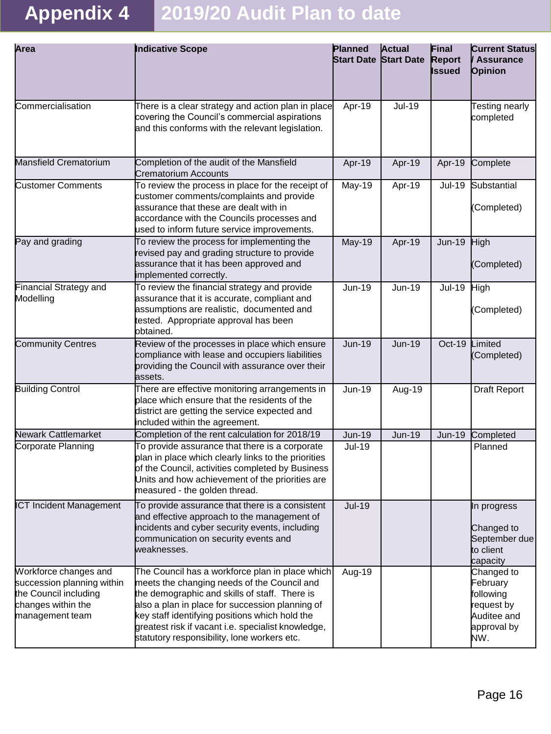# Appendix 4 — 2019/20 Audit Plan to date

| Area | Indicative Scope | Planned Start Date | Actual Start Date | Final Report Issued | Current Status / Assurance Opinion |
|---|---|---|---|---|---|
| Commercialisation | There is a clear strategy and action plan in place covering the Council's commercial aspirations and this conforms with the relevant legislation. | Apr-19 | Jul-19 | | Testing nearly completed |
| Mansfield Crematorium | Completion of the audit of the Mansfield Crematorium Accounts | Apr-19 | Apr-19 | Apr-19 | Complete |
| Customer Comments | To review the process in place for the receipt of customer comments/complaints and provide assurance that these are dealt with in accordance with the Councils processes and used to inform future service improvements. | May-19 | Apr-19 | Jul-19 | Substantial<br><br>(Completed) |
| Pay and grading | To review the process for implementing the revised pay and grading structure to provide assurance that it has been approved and implemented correctly. | May-19 | Apr-19 | Jun-19 | High<br><br>(Completed) |
| Financial Strategy and Modelling | To review the financial strategy and provide assurance that it is accurate, compliant and assumptions are realistic, documented and tested. Appropriate approval has been obtained. | Jun-19 | Jun-19 | Jul-19 | High<br><br>(Completed) |
| Community Centres | Review of the processes in place which ensure compliance with lease and occupiers liabilities providing the Council with assurance over their assets. | Jun-19 | Jun-19 | Oct-19 | Limited (Completed) |
| Building Control | There are effective monitoring arrangements in place which ensure that the residents of the district are getting the service expected and included within the agreement. | Jun-19 | Aug-19 | | Draft Report |
| Newark Cattlemarket | Completion of the rent calculation for 2018/19 | Jun-19 | Jun-19 | Jun-19 | Completed |
| Corporate Planning | To provide assurance that there is a corporate plan in place which clearly links to the priorities of the Council, activities completed by Business Units and how achievement of the priorities are measured - the golden thread. | Jul-19 | | | Planned |
| ICT Incident Management | To provide assurance that there is a consistent and effective approach to the management of incidents and cyber security events, including communication on security events and weaknesses. | Jul-19 | | | In progress<br><br>Changed to September due to client capacity |
| Workforce changes and succession planning within the Council including changes within the management team | The Council has a workforce plan in place which meets the changing needs of the Council and the demographic and skills of staff. There is also a plan in place for succession planning of key staff identifying positions which hold the greatest risk if vacant i.e. specialist knowledge, statutory responsibility, lone workers etc. | Aug-19 | | | Changed to February following request by Auditee and approval by NW. |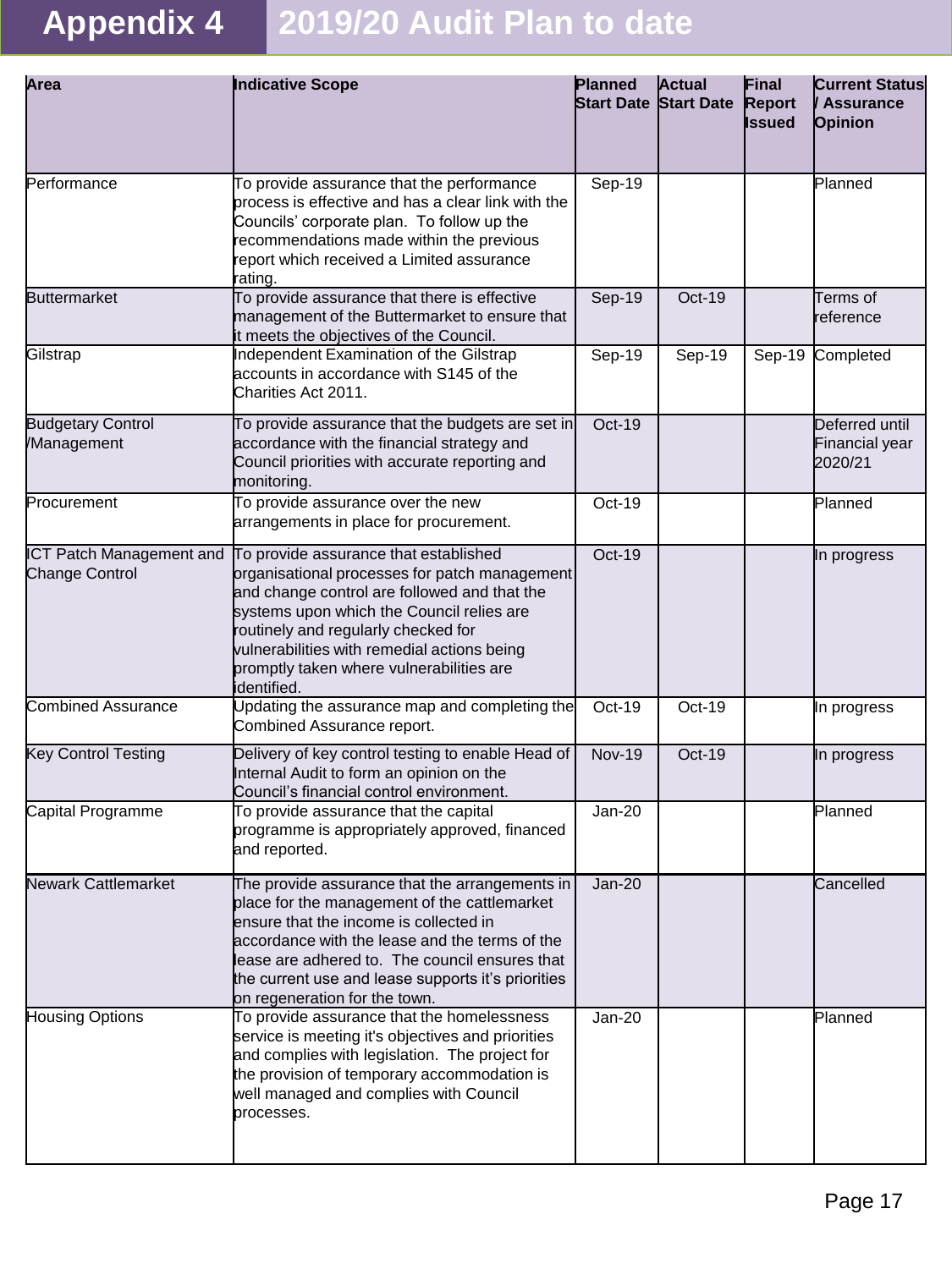# Appendix 4 2019/20 Audit Plan to date

| Area | Indicative Scope | Planned Start Date | Actual Start Date | Final Report Issued | Current Status / Assurance Opinion |
|---|---|---|---|---|---|
| Performance | To provide assurance that the performance process is effective and has a clear link with the Councils' corporate plan. To follow up the recommendations made within the previous report which received a Limited assurance rating. | Sep-19 | | | Planned |
| Buttermarket | To provide assurance that there is effective management of the Buttermarket to ensure that it meets the objectives of the Council. | Sep-19 | Oct-19 | | Terms of reference |
| Gilstrap | Independent Examination of the Gilstrap accounts in accordance with S145 of the Charities Act 2011. | Sep-19 | Sep-19 | Sep-19 | Completed |
| Budgetary Control /Management | To provide assurance that the budgets are set in accordance with the financial strategy and Council priorities with accurate reporting and monitoring. | Oct-19 | | | Deferred until Financial year 2020/21 |
| Procurement | To provide assurance over the new arrangements in place for procurement. | Oct-19 | | | Planned |
| ICT Patch Management and Change Control | To provide assurance that established organisational processes for patch management and change control are followed and that the systems upon which the Council relies are routinely and regularly checked for vulnerabilities with remedial actions being promptly taken where vulnerabilities are identified. | Oct-19 | | | In progress |
| Combined Assurance | Updating the assurance map and completing the Combined Assurance report. | Oct-19 | Oct-19 | | In progress |
| Key Control Testing | Delivery of key control testing to enable Head of Internal Audit to form an opinion on the Council's financial control environment. | Nov-19 | Oct-19 | | In progress |
| Capital Programme | To provide assurance that the capital programme is appropriately approved, financed and reported. | Jan-20 | | | Planned |
| Newark Cattlemarket | The provide assurance that the arrangements in place for the management of the cattlemarket ensure that the income is collected in accordance with the lease and the terms of the lease are adhered to. The council ensures that the current use and lease supports it's priorities on regeneration for the town. | Jan-20 | | | Cancelled |
| Housing Options | To provide assurance that the homelessness service is meeting it's objectives and priorities and complies with legislation. The project for the provision of temporary accommodation is well managed and complies with Council processes. | Jan-20 | | | Planned |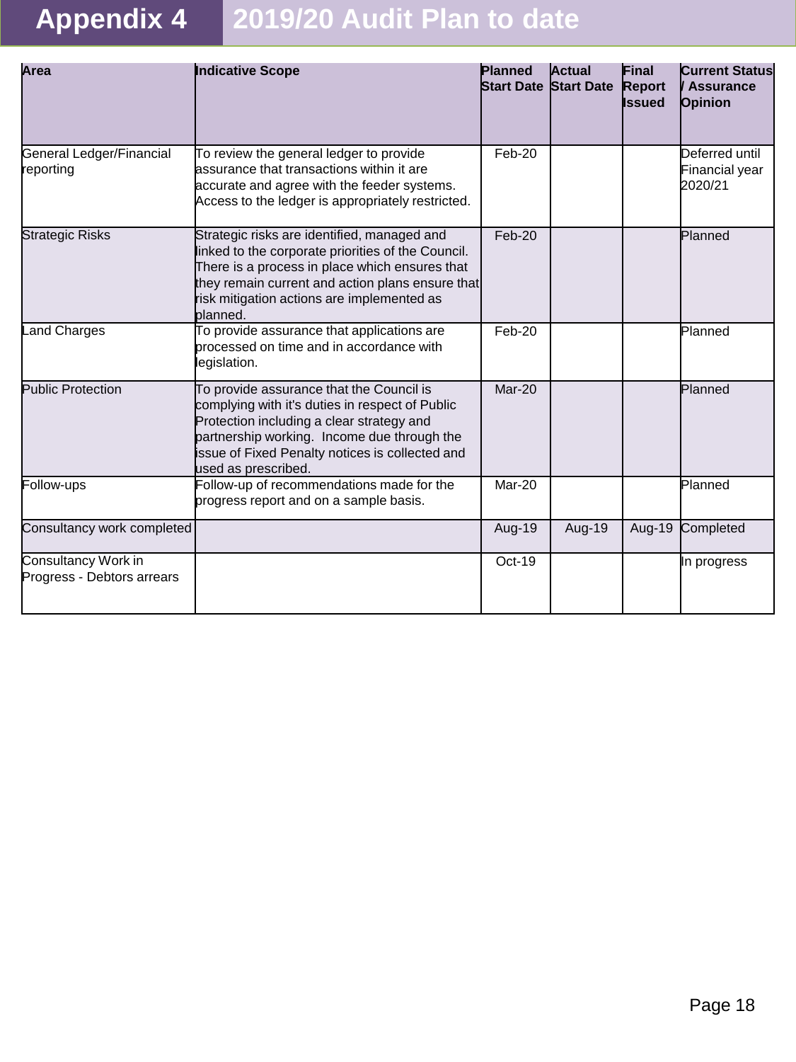# Appendix 4 2019/20 Audit Plan to date

| Area | Indicative Scope | Planned Start Date | Actual Start Date | Final Report Issued | Current Status / Assurance Opinion |
|---|---|---|---|---|---|
| General Ledger/Financial reporting | To review the general ledger to provide assurance that transactions within it are accurate and agree with the feeder systems. Access to the ledger is appropriately restricted. | Feb-20 | | | Deferred until Financial year 2020/21 |
| Strategic Risks | Strategic risks are identified, managed and linked to the corporate priorities of the Council. There is a process in place which ensures that they remain current and action plans ensure that risk mitigation actions are implemented as planned. | Feb-20 | | | Planned |
| Land Charges | To provide assurance that applications are processed on time and in accordance with legislation. | Feb-20 | | | Planned |
| Public Protection | To provide assurance that the Council is complying with it's duties in respect of Public Protection including a clear strategy and partnership working. Income due through the issue of Fixed Penalty notices is collected and used as prescribed. | Mar-20 | | | Planned |
| Follow-ups | Follow-up of recommendations made for the progress report and on a sample basis. | Mar-20 | | | Planned |
| Consultancy work completed | | Aug-19 | Aug-19 | Aug-19 | Completed |
| Consultancy Work in Progress - Debtors arrears | | Oct-19 | | | In progress |